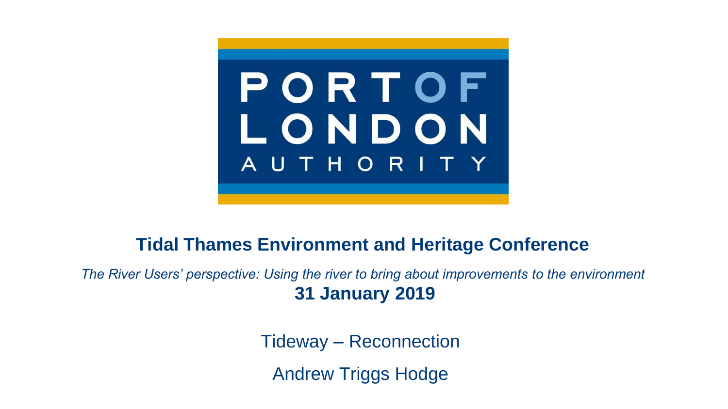PORT OF LONDON AUTHORITY

# Tidal Thames Environment and Heritage Conference

*The River Users' perspective: Using the river to bring about improvements to the environment*

**31 January 2019**

Tideway – Reconnection

Andrew Triggs Hodge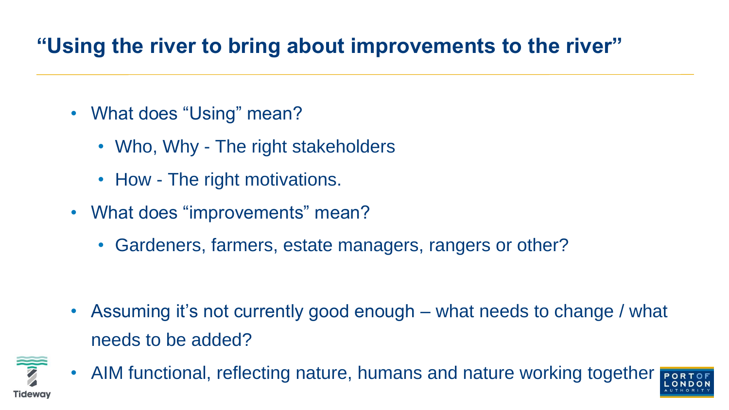# "Using the river to bring about improvements to the river"

- What does "Using" mean?
  - Who, Why - The right stakeholders
  - How - The right motivations.
- What does "improvements" mean?
  - Gardeners, farmers, estate managers, rangers or other?

- Assuming it's not currently good enough – what needs to change / what needs to be added?
- AIM functional, reflecting nature, humans and nature working together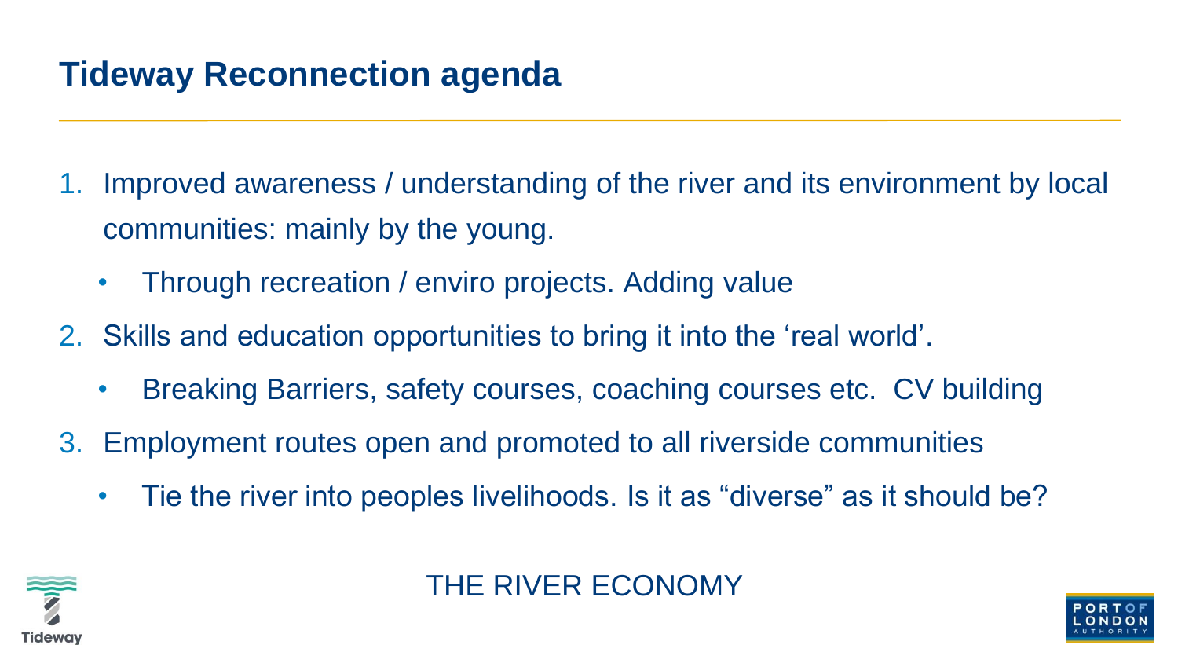# Tideway Reconnection agenda

1. Improved awareness / understanding of the river and its environment by local communities: mainly by the young.
   - Through recreation / enviro projects. Adding value
2. Skills and education opportunities to bring it into the 'real world'.
   - Breaking Barriers, safety courses, coaching courses etc. CV building
3. Employment routes open and promoted to all riverside communities
   - Tie the river into peoples livelihoods. Is it as "diverse" as it should be?

THE RIVER ECONOMY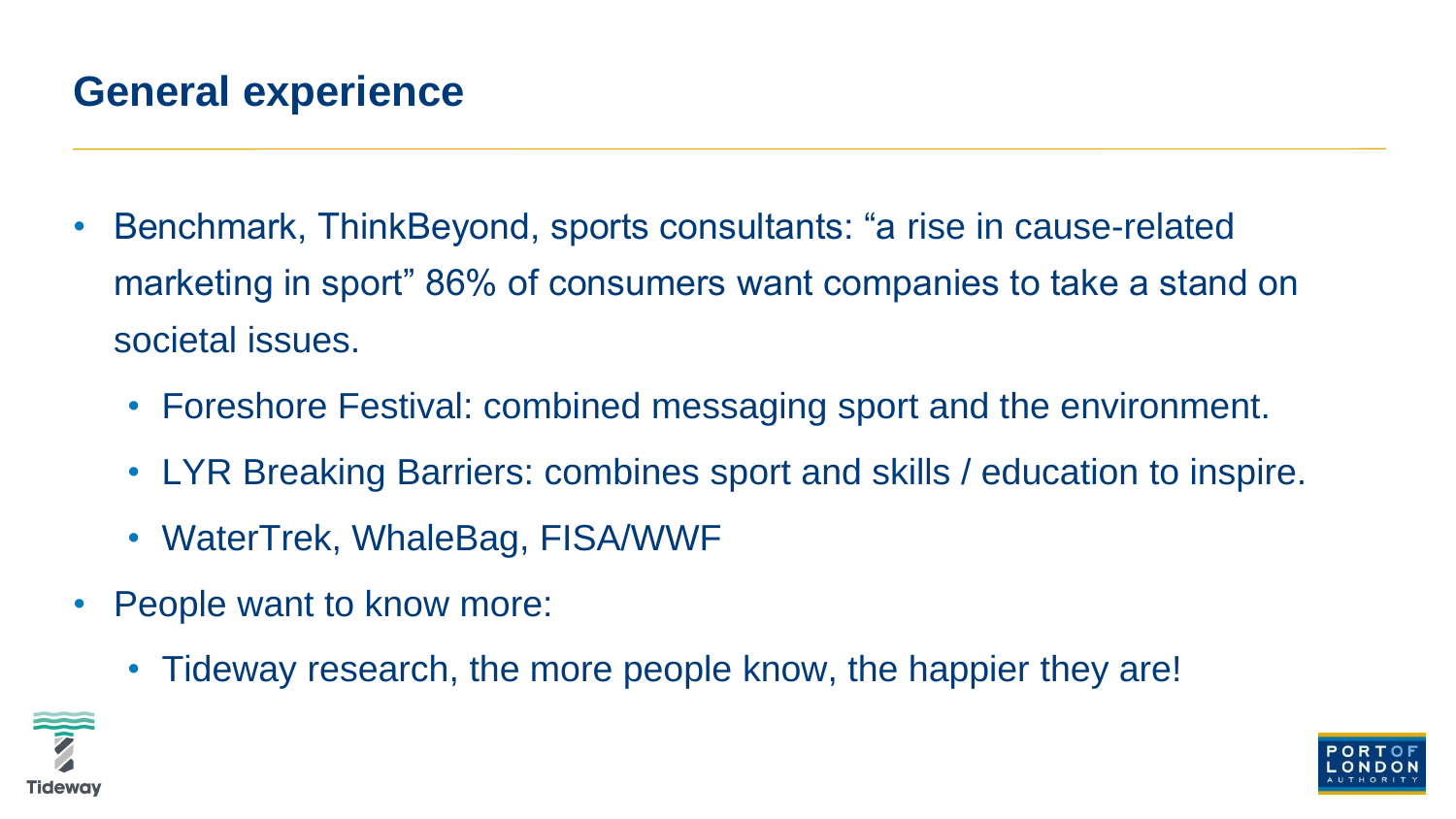## General experience

- Benchmark, ThinkBeyond, sports consultants: “a rise in cause-related marketing in sport” 86% of consumers want companies to take a stand on societal issues.
  - Foreshore Festival: combined messaging sport and the environment.
  - LYR Breaking Barriers: combines sport and skills / education to inspire.
  - WaterTrek, WhaleBag, FISA/WWF
- People want to know more:
  - Tideway research, the more people know, the happier they are!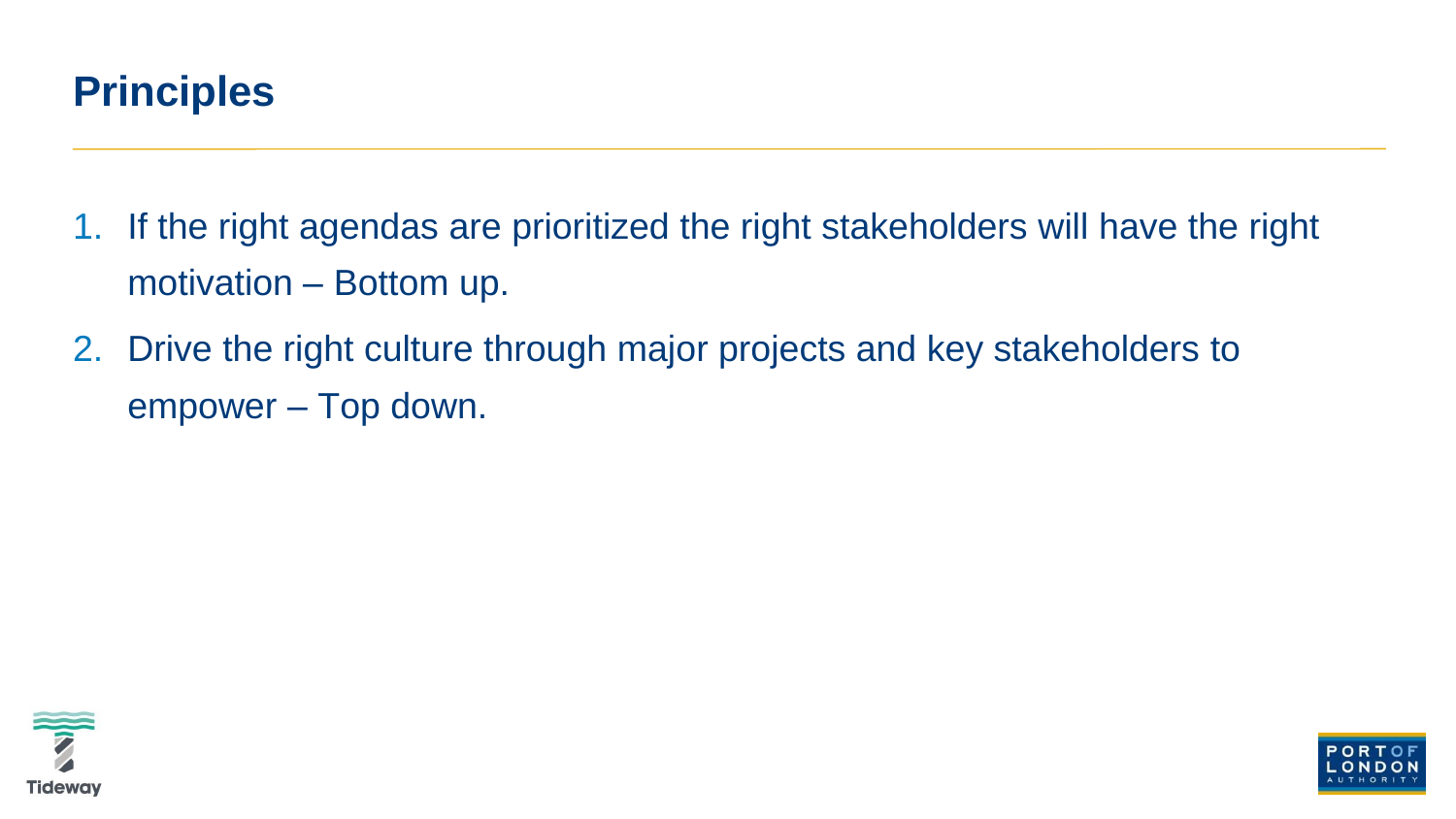# Principles

1. If the right agendas are prioritized the right stakeholders will have the right motivation – Bottom up.
2. Drive the right culture through major projects and key stakeholders to empower – Top down.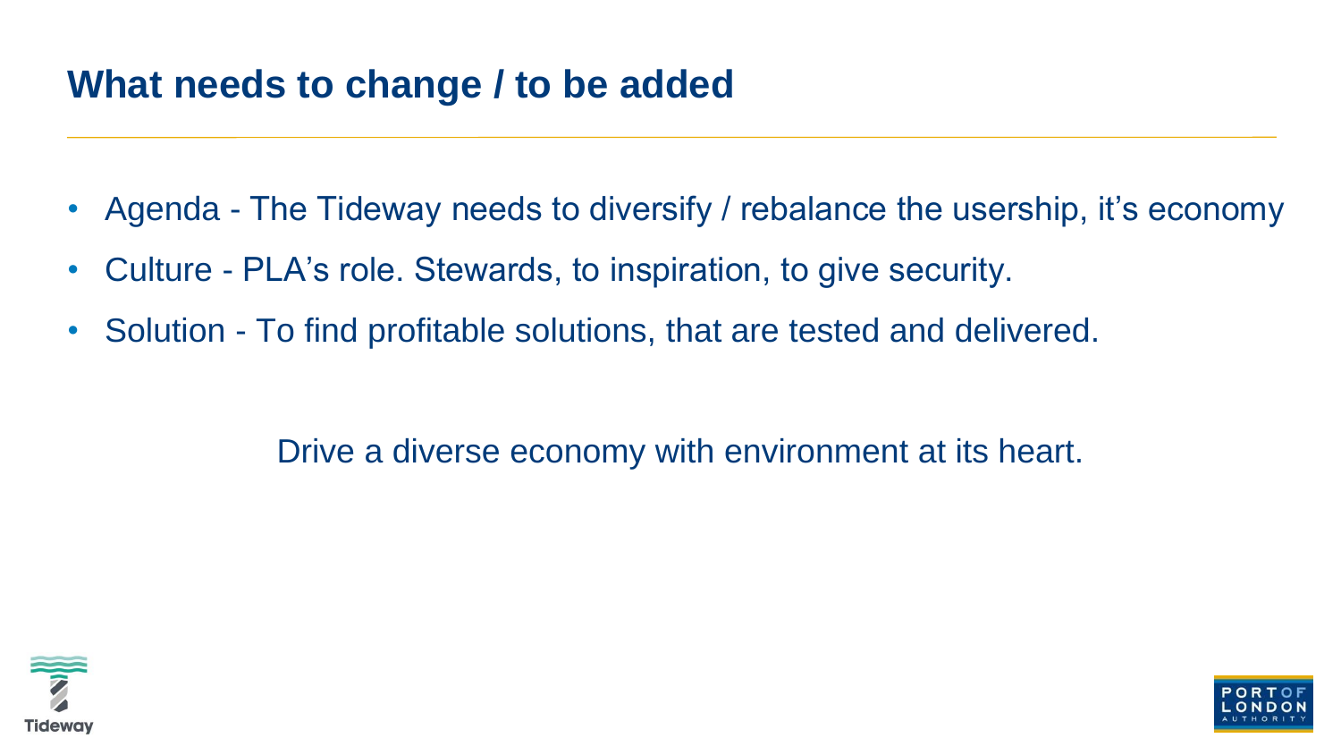## What needs to change / to be added

- Agenda - The Tideway needs to diversify / rebalance the usership, it's economy
- Culture - PLA's role. Stewards, to inspiration, to give security.
- Solution - To find profitable solutions, that are tested and delivered.

Drive a diverse economy with environment at its heart.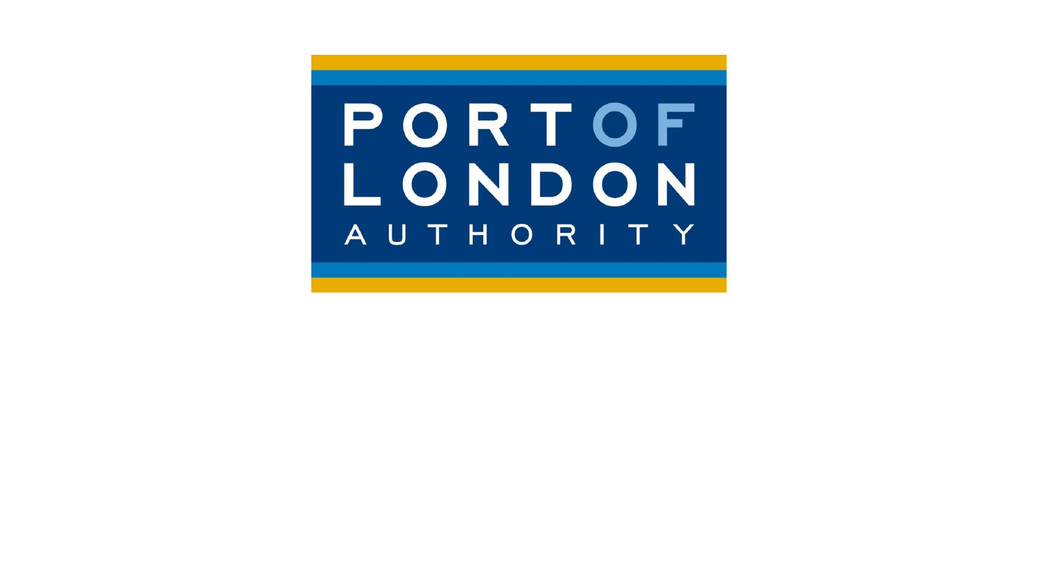PORT OF LONDON

AUTHORITY